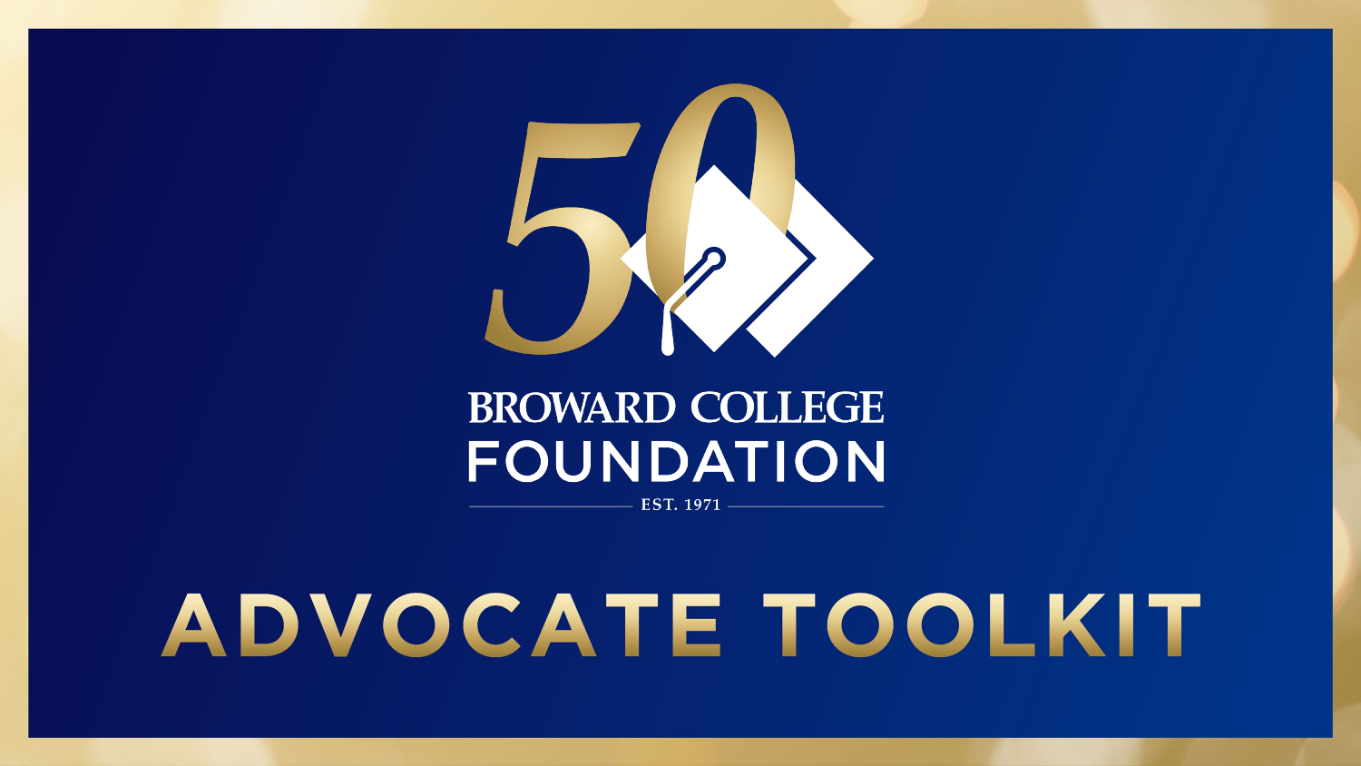50

BROWARD COLLEGE

FOUNDATION

EST. 1971

# ADVOCATE TOOLKIT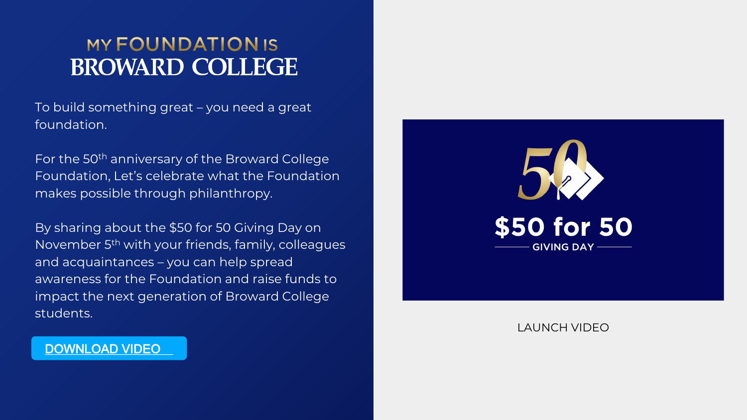# MY FOUNDATION IS BROWARD COLLEGE

To build something great – you need a great foundation.

For the 50th anniversary of the Broward College Foundation, Let's celebrate what the Foundation makes possible through philanthropy.

By sharing about the $50 for 50 Giving Day on November 5th with your friends, family, colleagues and acquaintances – you can help spread awareness for the Foundation and raise funds to impact the next generation of Broward College students.

DOWNLOAD VIDEO

50

$50 for 50

GIVING DAY

LAUNCH VIDEO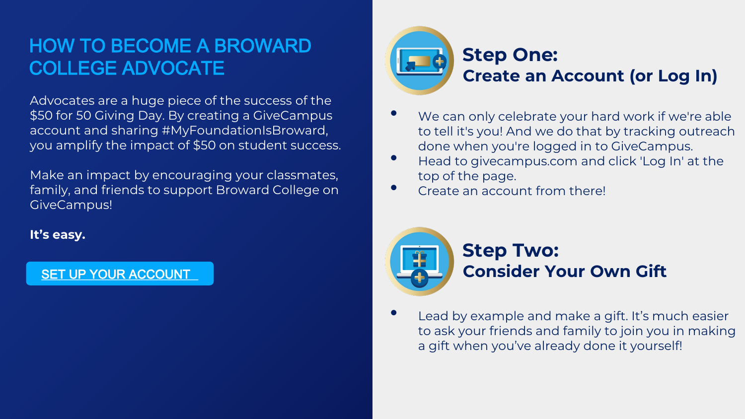# HOW TO BECOME A BROWARD COLLEGE ADVOCATE

Advocates are a huge piece of the success of the $50 for 50 Giving Day. By creating a GiveCampus account and sharing #MyFoundationIsBroward, you amplify the impact of $50 on student success.

Make an impact by encouraging your classmates, family, and friends to support Broward College on GiveCampus!

**It's easy.**

SET UP YOUR ACCOUNT

## Step One: Create an Account (or Log In)

- We can only celebrate your hard work if we're able to tell it's you! And we do that by tracking outreach done when you're logged in to GiveCampus.
- Head to givecampus.com and click 'Log In' at the top of the page.
- Create an account from there!

## Step Two: Consider Your Own Gift

- Lead by example and make a gift. It's much easier to ask your friends and family to join you in making a gift when you've already done it yourself!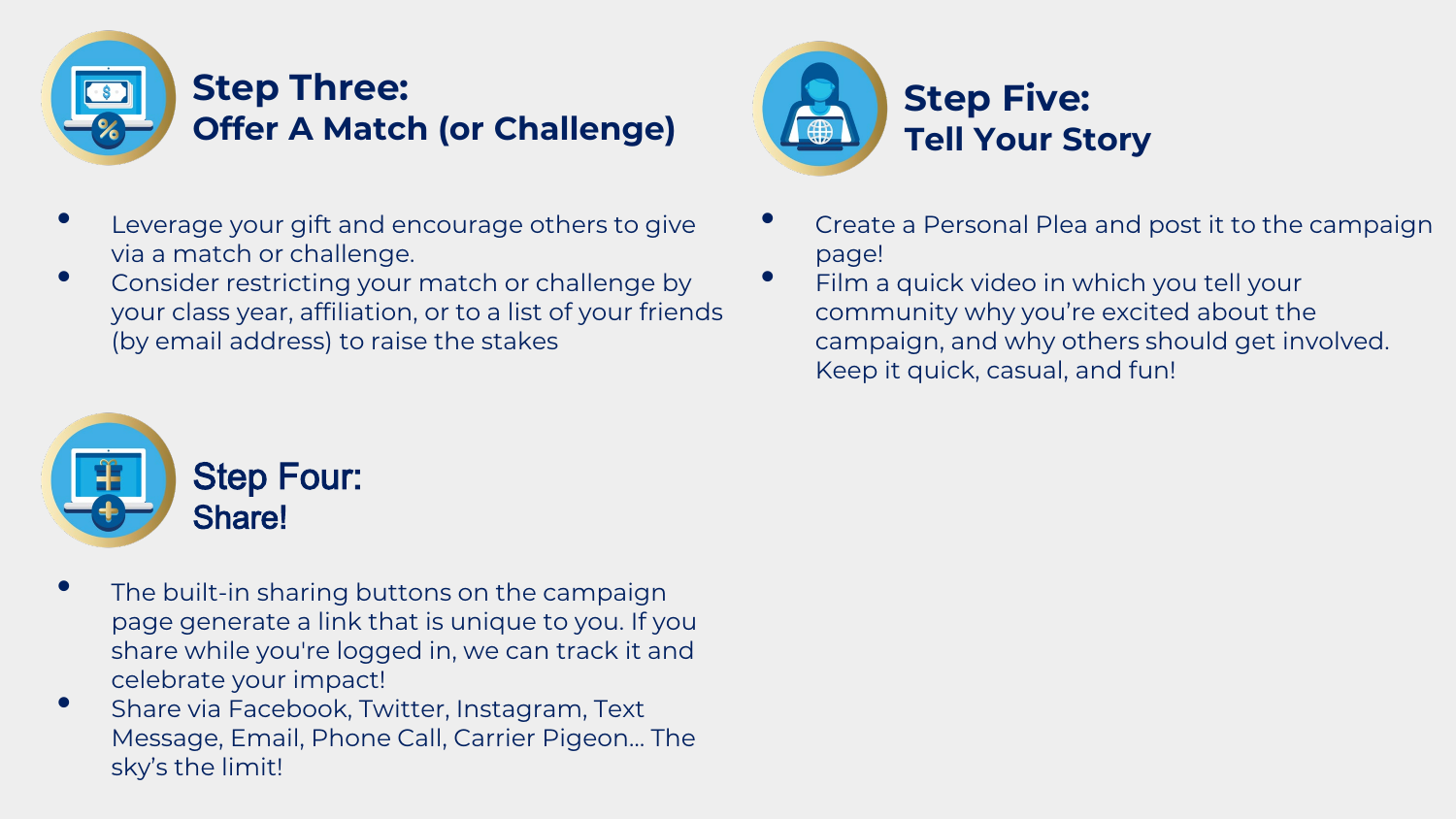## Step Three:
### Offer A Match (or Challenge)

- Leverage your gift and encourage others to give via a match or challenge.
- Consider restricting your match or challenge by your class year, affiliation, or to a list of your friends (by email address) to raise the stakes

## Step Four:
### Share!

- The built-in sharing buttons on the campaign page generate a link that is unique to you. If you share while you're logged in, we can track it and celebrate your impact!
- Share via Facebook, Twitter, Instagram, Text Message, Email, Phone Call, Carrier Pigeon... The sky's the limit!

## Step Five:
### Tell Your Story

- Create a Personal Plea and post it to the campaign page!
- Film a quick video in which you tell your community why you're excited about the campaign, and why others should get involved. Keep it quick, casual, and fun!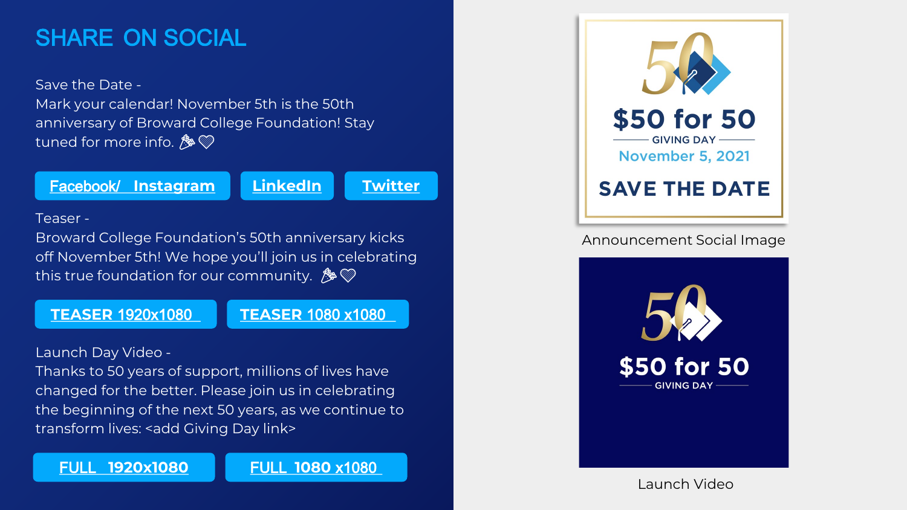# SHARE ON SOCIAL

Save the Date -
Mark your calendar! November 5th is the 50th anniversary of Broward College Foundation! Stay tuned for more info. 🎉🤍

Facebook/ Instagram | LinkedIn | Twitter

Teaser -
Broward College Foundation's 50th anniversary kicks off November 5th! We hope you'll join us in celebrating this true foundation for our community. 🎉🤍

TEASER 1920x1080 | TEASER 1080 x1080

Launch Day Video -
Thanks to 50 years of support, millions of lives have changed for the better. Please join us in celebrating the beginning of the next 50 years, as we continue to transform lives: <add Giving Day link>

FULL 1920x1080 | FULL 1080 x1080

50
$50 for 50
GIVING DAY
November 5, 2021
SAVE THE DATE

Announcement Social Image

50
$50 for 50
GIVING DAY

Launch Video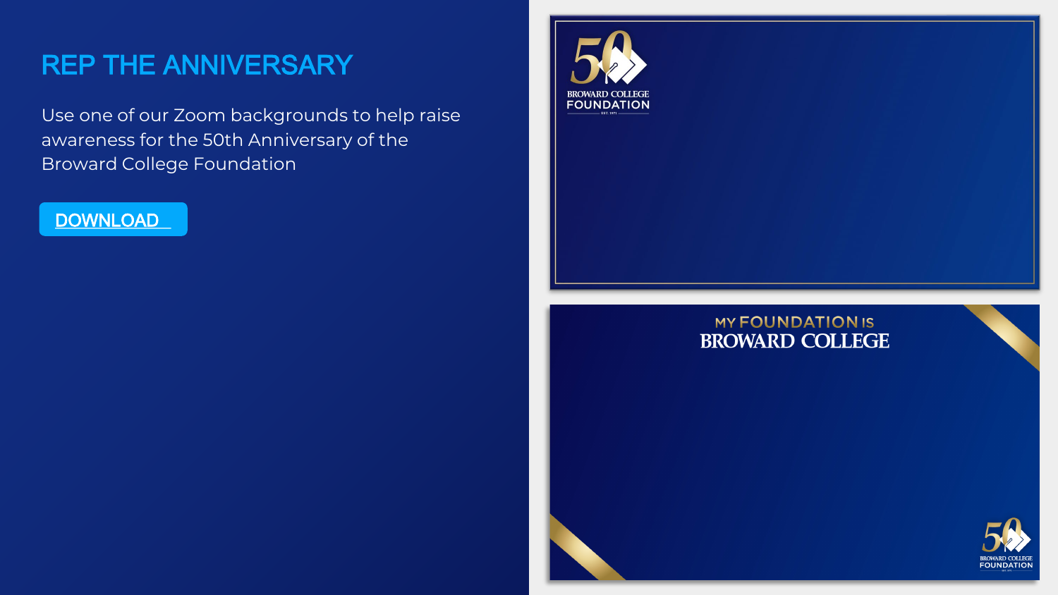# REP THE ANNIVERSARY

Use one of our Zoom backgrounds to help raise awareness for the 50th Anniversary of the Broward College Foundation

DOWNLOAD

50 BROWARD COLLEGE FOUNDATION EST. 1971

MY FOUNDATION IS BROWARD COLLEGE

50 BROWARD COLLEGE FOUNDATION EST. 1971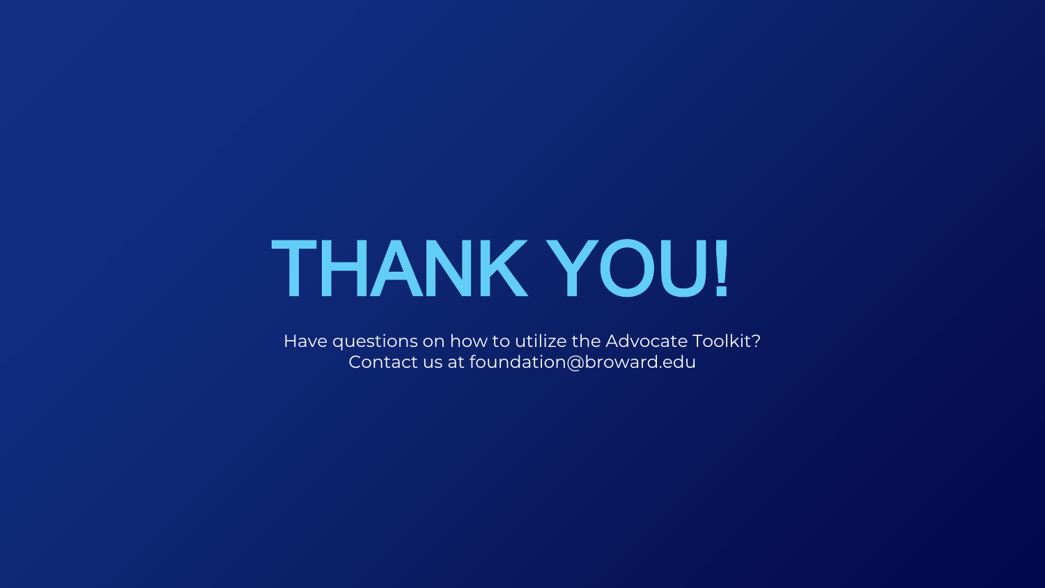# THANK YOU!

Have questions on how to utilize the Advocate Toolkit?
Contact us at foundation@broward.edu